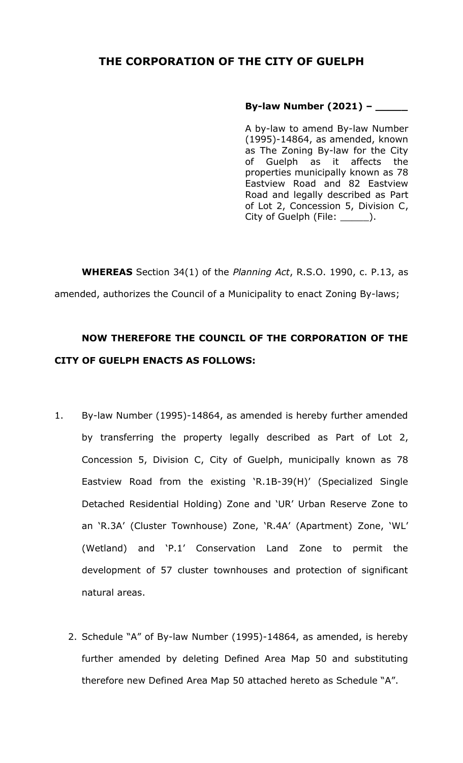# THE CORPORATION OF THE CITY OF GUELPH

**By-law Number (2021) – _____**

A by-law to amend By-law Number (1995)-14864, as amended, known as The Zoning By-law for the City of Guelph as it affects the properties municipally known as 78 Eastview Road and 82 Eastview Road and legally described as Part of Lot 2, Concession 5, Division C, City of Guelph (File: _____).

**WHEREAS** Section 34(1) of the *Planning Act*, R.S.O. 1990, c. P.13, as amended, authorizes the Council of a Municipality to enact Zoning By-laws;

**NOW THEREFORE THE COUNCIL OF THE CORPORATION OF THE CITY OF GUELPH ENACTS AS FOLLOWS:**

1. By-law Number (1995)-14864, as amended is hereby further amended by transferring the property legally described as Part of Lot 2, Concession 5, Division C, City of Guelph, municipally known as 78 Eastview Road from the existing 'R.1B-39(H)' (Specialized Single Detached Residential Holding) Zone and 'UR' Urban Reserve Zone to an 'R.3A' (Cluster Townhouse) Zone, 'R.4A' (Apartment) Zone, 'WL' (Wetland) and 'P.1' Conservation Land Zone to permit the development of 57 cluster townhouses and protection of significant natural areas.

2. Schedule "A" of By-law Number (1995)-14864, as amended, is hereby further amended by deleting Defined Area Map 50 and substituting therefore new Defined Area Map 50 attached hereto as Schedule "A".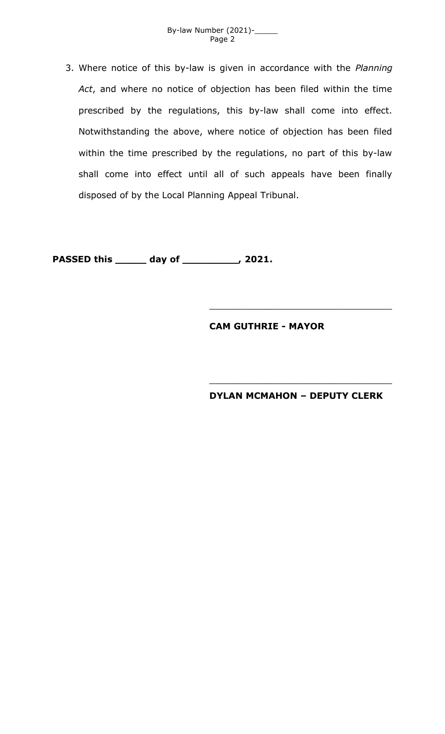3. Where notice of this by-law is given in accordance with the *Planning Act*, and where no notice of objection has been filed within the time prescribed by the regulations, this by-law shall come into effect. Notwithstanding the above, where notice of objection has been filed within the time prescribed by the regulations, no part of this by-law shall come into effect until all of such appeals have been finally disposed of by the Local Planning Appeal Tribunal.

**PASSED this _____ day of _________, 2021.**

_________________________________

**CAM GUTHRIE - MAYOR**

_________________________________

**DYLAN MCMAHON – DEPUTY CLERK**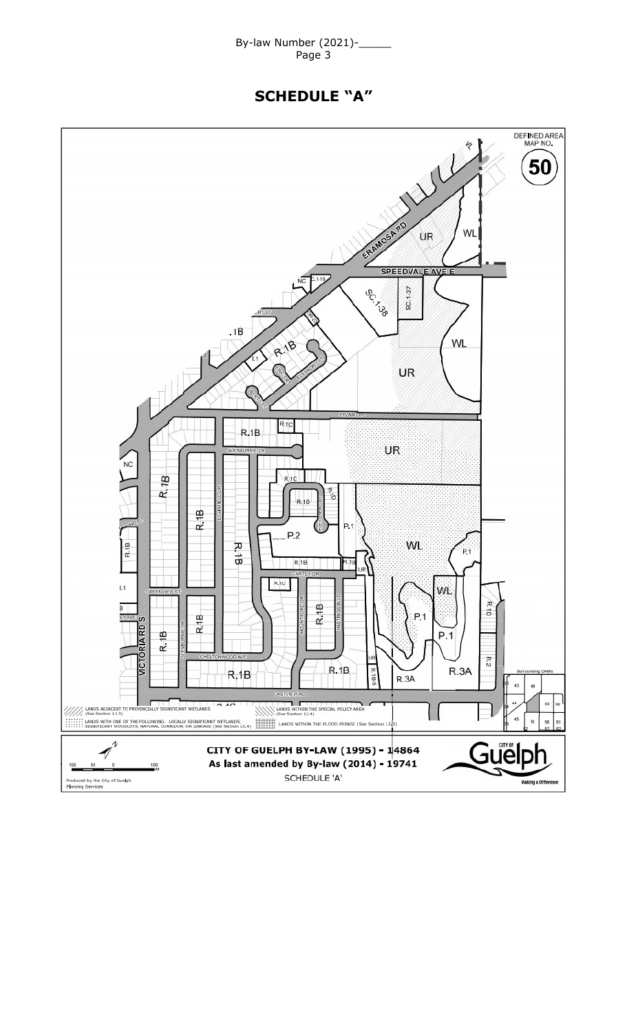# SCHEDULE "A"

DEFINED AREA MAP NO. 50

ERAMOSA RD

SPEEDVALE AVE E

HYLAND RD

GLENBURNIE DR

CARTER DR

GREENVIEW ST

CHELTONWOOD AVE

EASTVIEW RD

VICTORIA RD S

MOUNTFORD DR

HASTINGS BLVD

UR

WL

SC.1-38

SC.1-37

NC

C.1-19

R.1B

R.1C

R.1D

R.2

R.3A

R.1B-5

I.1

P.1

P.2

LANDS ADJACENT TO PROVINCIALLY SIGNIFICANT WETLANDS (See Section 13.3)

LANDS WITH ONE OF THE FOLLOWING: LOCALLY SIGNIFICANT WETLANDS, SIGNIFICANT WOODLOTS, NATURAL CORRIDOR, OR LINKAGE (See Section 13.4)

LANDS WITHIN THE SPECIAL POLICY AREA (See Section 12.4)

LANDS WITHIN THE FLOOD FRINGE (See Section 12.3)

Surrounding DAMs

43 49 44 55 60 45 51 56 61 52 57 62

100 50 0 100 M

Produced by the City of Guelph Planning Services

**CITY OF GUELPH BY-LAW (1995) - 14864**

**As last amended by By-law (2014) - 19741**

SCHEDULE 'A'

CITY OF Guelph

Making a Difference